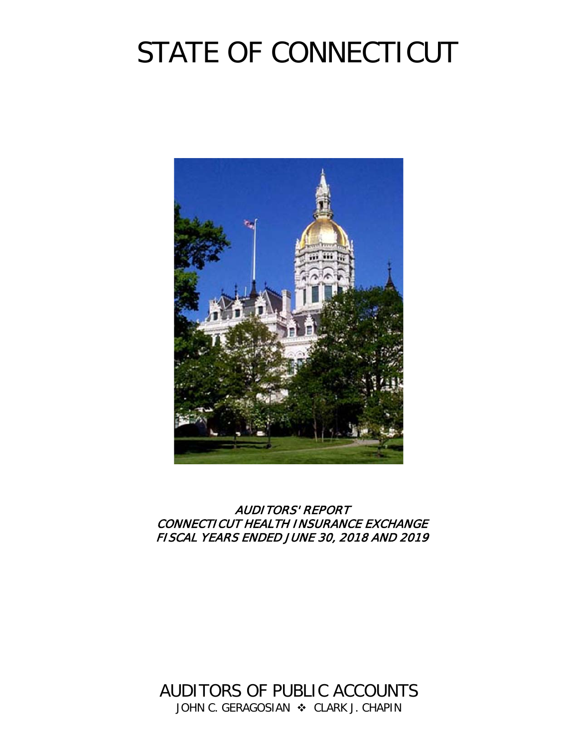# STATE OF CONNECTICUT

*AUDITORS' REPORT*
*CONNECTICUT HEALTH INSURANCE EXCHANGE*
*FISCAL YEARS ENDED JUNE 30, 2018 AND 2019*

AUDITORS OF PUBLIC ACCOUNTS

JOHN C. GERAGOSIAN ❖ CLARK J. CHAPIN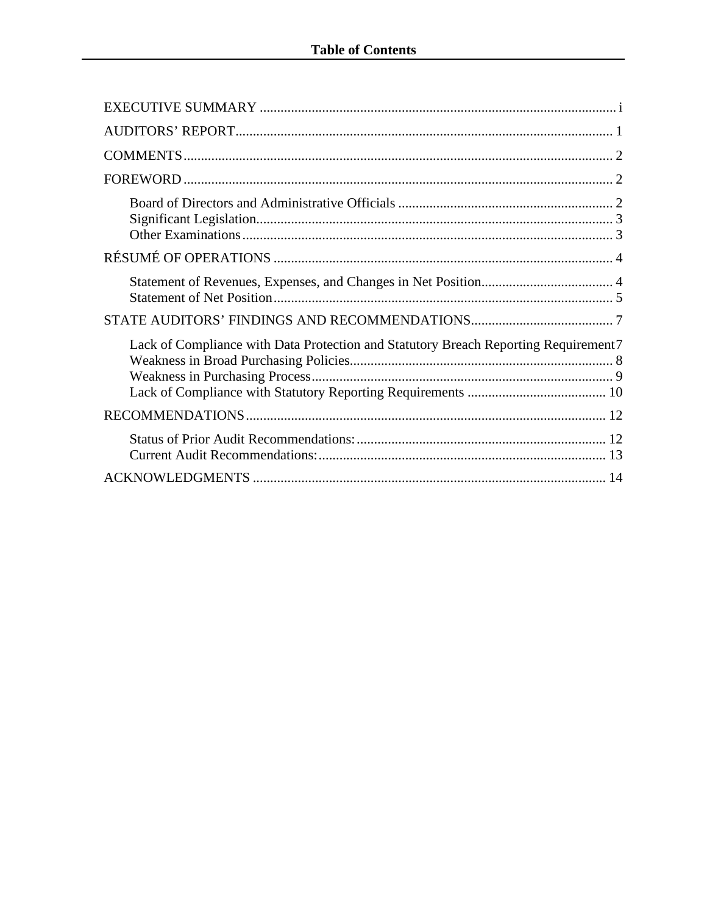# Table of Contents

EXECUTIVE SUMMARY ..................................................... i

AUDITORS' REPORT ..................................................... 1

COMMENTS ..................................................... 2

FOREWORD ..................................................... 2

- Board of Directors and Administrative Officials ..................................................... 2
- Significant Legislation ..................................................... 3
- Other Examinations ..................................................... 3

RÉSUMÉ OF OPERATIONS ..................................................... 4

- Statement of Revenues, Expenses, and Changes in Net Position ..................................................... 4
- Statement of Net Position ..................................................... 5

STATE AUDITORS' FINDINGS AND RECOMMENDATIONS ..................................................... 7

- Lack of Compliance with Data Protection and Statutory Breach Reporting Requirement 7
- Weakness in Broad Purchasing Policies ..................................................... 8
- Weakness in Purchasing Process ..................................................... 9
- Lack of Compliance with Statutory Reporting Requirements ..................................................... 10

RECOMMENDATIONS ..................................................... 12

- Status of Prior Audit Recommendations: ..................................................... 12
- Current Audit Recommendations: ..................................................... 13

ACKNOWLEDGMENTS ..................................................... 14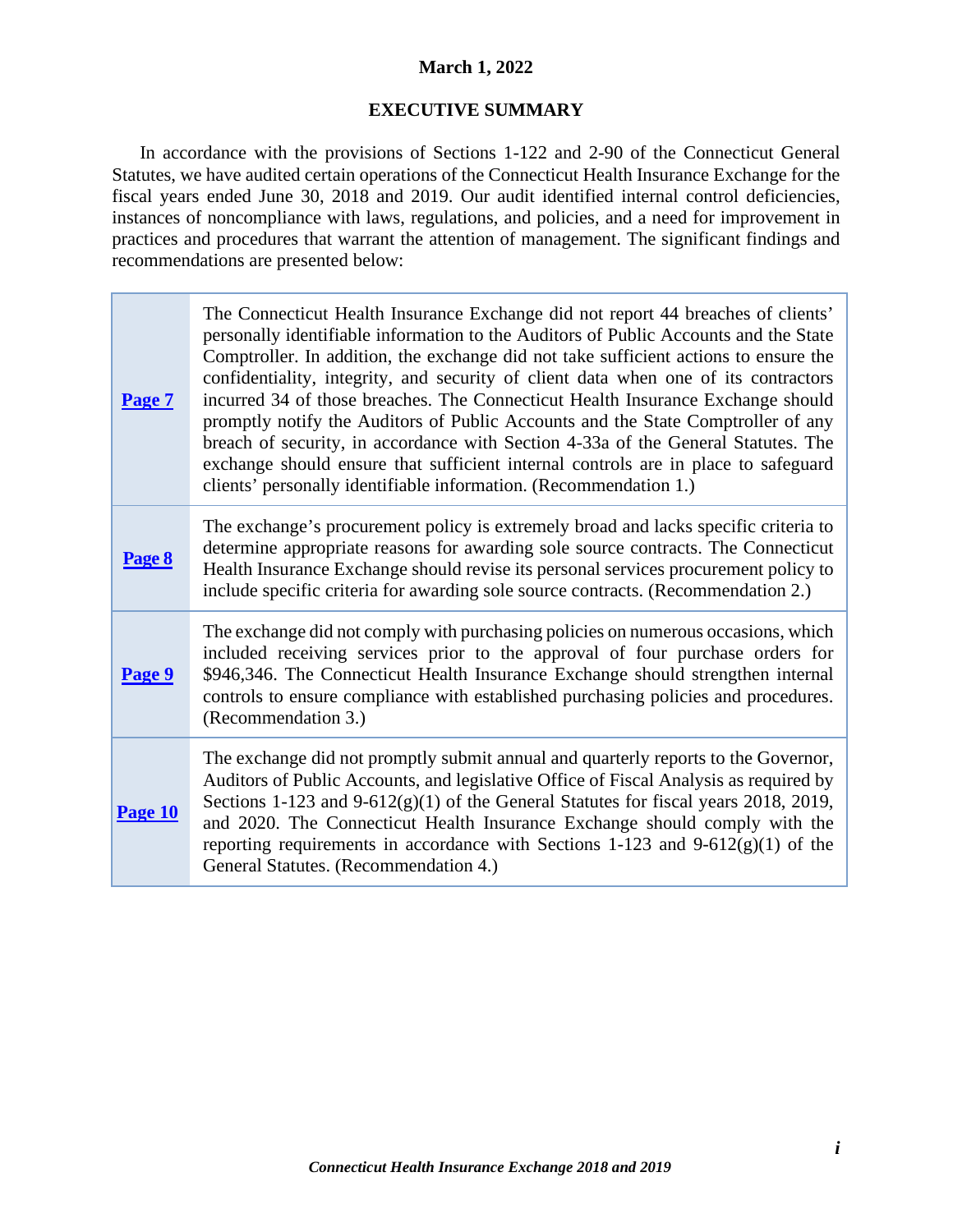**March 1, 2022**

## EXECUTIVE SUMMARY

In accordance with the provisions of Sections 1-122 and 2-90 of the Connecticut General Statutes, we have audited certain operations of the Connecticut Health Insurance Exchange for the fiscal years ended June 30, 2018 and 2019. Our audit identified internal control deficiencies, instances of noncompliance with laws, regulations, and policies, and a need for improvement in practices and procedures that warrant the attention of management. The significant findings and recommendations are presented below:

| | |
|---|---|
| **Page 7** | The Connecticut Health Insurance Exchange did not report 44 breaches of clients' personally identifiable information to the Auditors of Public Accounts and the State Comptroller. In addition, the exchange did not take sufficient actions to ensure the confidentiality, integrity, and security of client data when one of its contractors incurred 34 of those breaches. The Connecticut Health Insurance Exchange should promptly notify the Auditors of Public Accounts and the State Comptroller of any breach of security, in accordance with Section 4-33a of the General Statutes. The exchange should ensure that sufficient internal controls are in place to safeguard clients' personally identifiable information. (Recommendation 1.) |
| **Page 8** | The exchange's procurement policy is extremely broad and lacks specific criteria to determine appropriate reasons for awarding sole source contracts. The Connecticut Health Insurance Exchange should revise its personal services procurement policy to include specific criteria for awarding sole source contracts. (Recommendation 2.) |
| **Page 9** | The exchange did not comply with purchasing policies on numerous occasions, which included receiving services prior to the approval of four purchase orders for $946,346. The Connecticut Health Insurance Exchange should strengthen internal controls to ensure compliance with established purchasing policies and procedures. (Recommendation 3.) |
| **Page 10** | The exchange did not promptly submit annual and quarterly reports to the Governor, Auditors of Public Accounts, and legislative Office of Fiscal Analysis as required by Sections 1-123 and 9-612(g)(1) of the General Statutes for fiscal years 2018, 2019, and 2020. The Connecticut Health Insurance Exchange should comply with the reporting requirements in accordance with Sections 1-123 and 9-612(g)(1) of the General Statutes. (Recommendation 4.) |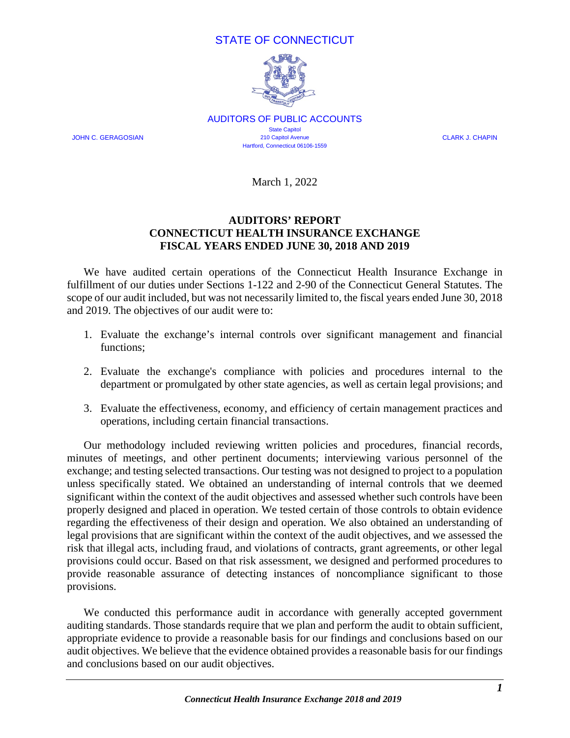STATE OF CONNECTICUT

AUDITORS OF PUBLIC ACCOUNTS

State Capitol
210 Capitol Avenue
Hartford, Connecticut 06106-1559

JOHN C. GERAGOSIAN

CLARK J. CHAPIN

March 1, 2022

**AUDITORS' REPORT**
**CONNECTICUT HEALTH INSURANCE EXCHANGE**
**FISCAL YEARS ENDED JUNE 30, 2018 AND 2019**

We have audited certain operations of the Connecticut Health Insurance Exchange in fulfillment of our duties under Sections 1-122 and 2-90 of the Connecticut General Statutes. The scope of our audit included, but was not necessarily limited to, the fiscal years ended June 30, 2018 and 2019. The objectives of our audit were to:

1. Evaluate the exchange's internal controls over significant management and financial functions;

2. Evaluate the exchange's compliance with policies and procedures internal to the department or promulgated by other state agencies, as well as certain legal provisions; and

3. Evaluate the effectiveness, economy, and efficiency of certain management practices and operations, including certain financial transactions.

Our methodology included reviewing written policies and procedures, financial records, minutes of meetings, and other pertinent documents; interviewing various personnel of the exchange; and testing selected transactions. Our testing was not designed to project to a population unless specifically stated. We obtained an understanding of internal controls that we deemed significant within the context of the audit objectives and assessed whether such controls have been properly designed and placed in operation. We tested certain of those controls to obtain evidence regarding the effectiveness of their design and operation. We also obtained an understanding of legal provisions that are significant within the context of the audit objectives, and we assessed the risk that illegal acts, including fraud, and violations of contracts, grant agreements, or other legal provisions could occur. Based on that risk assessment, we designed and performed procedures to provide reasonable assurance of detecting instances of noncompliance significant to those provisions.

We conducted this performance audit in accordance with generally accepted government auditing standards. Those standards require that we plan and perform the audit to obtain sufficient, appropriate evidence to provide a reasonable basis for our findings and conclusions based on our audit objectives. We believe that the evidence obtained provides a reasonable basis for our findings and conclusions based on our audit objectives.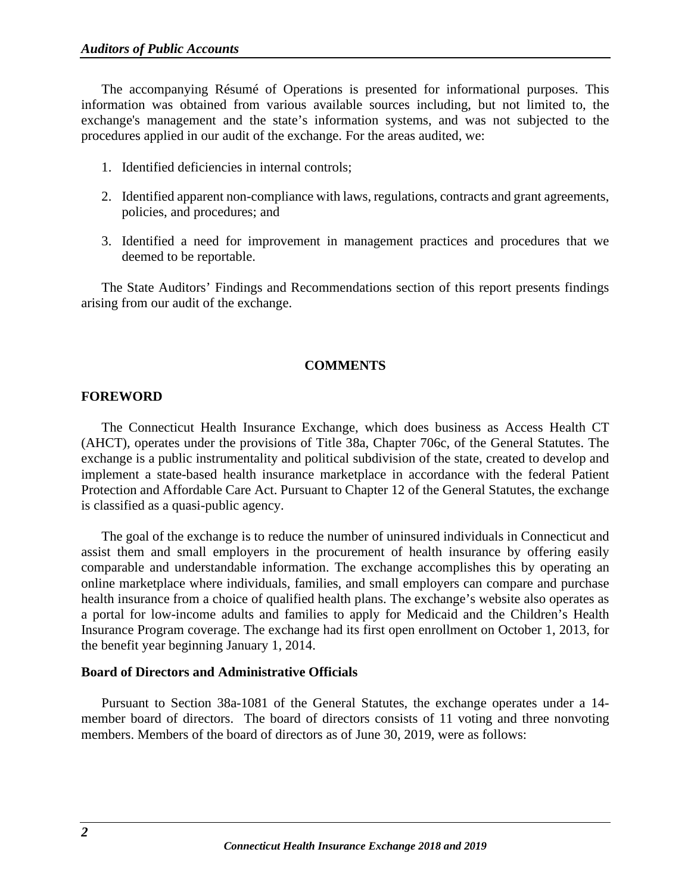The accompanying Résumé of Operations is presented for informational purposes. This information was obtained from various available sources including, but not limited to, the exchange's management and the state's information systems, and was not subjected to the procedures applied in our audit of the exchange. For the areas audited, we:

1. Identified deficiencies in internal controls;

2. Identified apparent non-compliance with laws, regulations, contracts and grant agreements, policies, and procedures; and

3. Identified a need for improvement in management practices and procedures that we deemed to be reportable.

The State Auditors' Findings and Recommendations section of this report presents findings arising from our audit of the exchange.

## COMMENTS

### FOREWORD

The Connecticut Health Insurance Exchange, which does business as Access Health CT (AHCT), operates under the provisions of Title 38a, Chapter 706c, of the General Statutes. The exchange is a public instrumentality and political subdivision of the state, created to develop and implement a state-based health insurance marketplace in accordance with the federal Patient Protection and Affordable Care Act. Pursuant to Chapter 12 of the General Statutes, the exchange is classified as a quasi-public agency.

The goal of the exchange is to reduce the number of uninsured individuals in Connecticut and assist them and small employers in the procurement of health insurance by offering easily comparable and understandable information. The exchange accomplishes this by operating an online marketplace where individuals, families, and small employers can compare and purchase health insurance from a choice of qualified health plans. The exchange's website also operates as a portal for low-income adults and families to apply for Medicaid and the Children's Health Insurance Program coverage. The exchange had its first open enrollment on October 1, 2013, for the benefit year beginning January 1, 2014.

### Board of Directors and Administrative Officials

Pursuant to Section 38a-1081 of the General Statutes, the exchange operates under a 14-member board of directors. The board of directors consists of 11 voting and three nonvoting members. Members of the board of directors as of June 30, 2019, were as follows: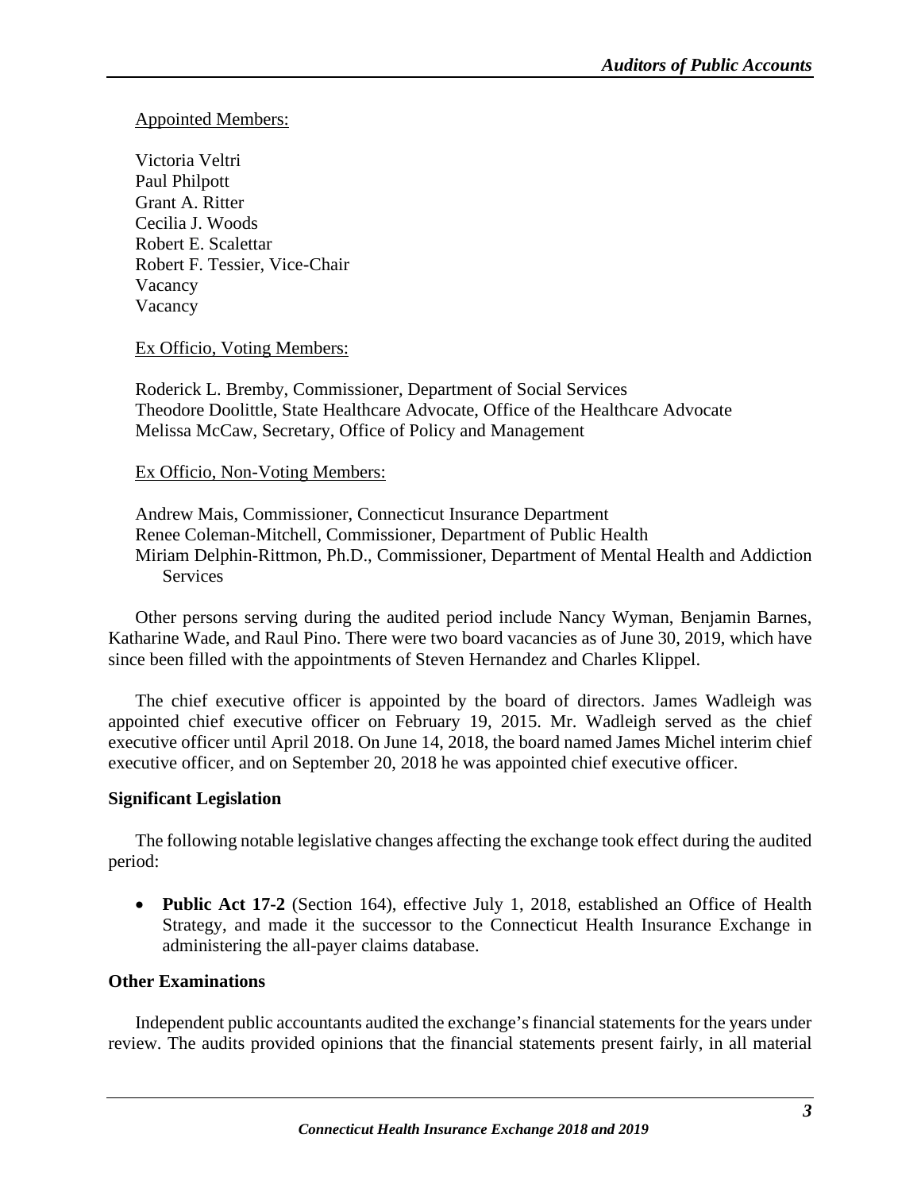Appointed Members:

Victoria Veltri
Paul Philpott
Grant A. Ritter
Cecilia J. Woods
Robert E. Scalettar
Robert F. Tessier, Vice-Chair
Vacancy
Vacancy

Ex Officio, Voting Members:

Roderick L. Bremby, Commissioner, Department of Social Services
Theodore Doolittle, State Healthcare Advocate, Office of the Healthcare Advocate
Melissa McCaw, Secretary, Office of Policy and Management

Ex Officio, Non-Voting Members:

Andrew Mais, Commissioner, Connecticut Insurance Department
Renee Coleman-Mitchell, Commissioner, Department of Public Health
Miriam Delphin-Rittmon, Ph.D., Commissioner, Department of Mental Health and Addiction Services

Other persons serving during the audited period include Nancy Wyman, Benjamin Barnes, Katharine Wade, and Raul Pino. There were two board vacancies as of June 30, 2019, which have since been filled with the appointments of Steven Hernandez and Charles Klippel.

The chief executive officer is appointed by the board of directors. James Wadleigh was appointed chief executive officer on February 19, 2015. Mr. Wadleigh served as the chief executive officer until April 2018. On June 14, 2018, the board named James Michel interim chief executive officer, and on September 20, 2018 he was appointed chief executive officer.

**Significant Legislation**

The following notable legislative changes affecting the exchange took effect during the audited period:

- **Public Act 17-2** (Section 164), effective July 1, 2018, established an Office of Health Strategy, and made it the successor to the Connecticut Health Insurance Exchange in administering the all-payer claims database.

**Other Examinations**

Independent public accountants audited the exchange's financial statements for the years under review. The audits provided opinions that the financial statements present fairly, in all material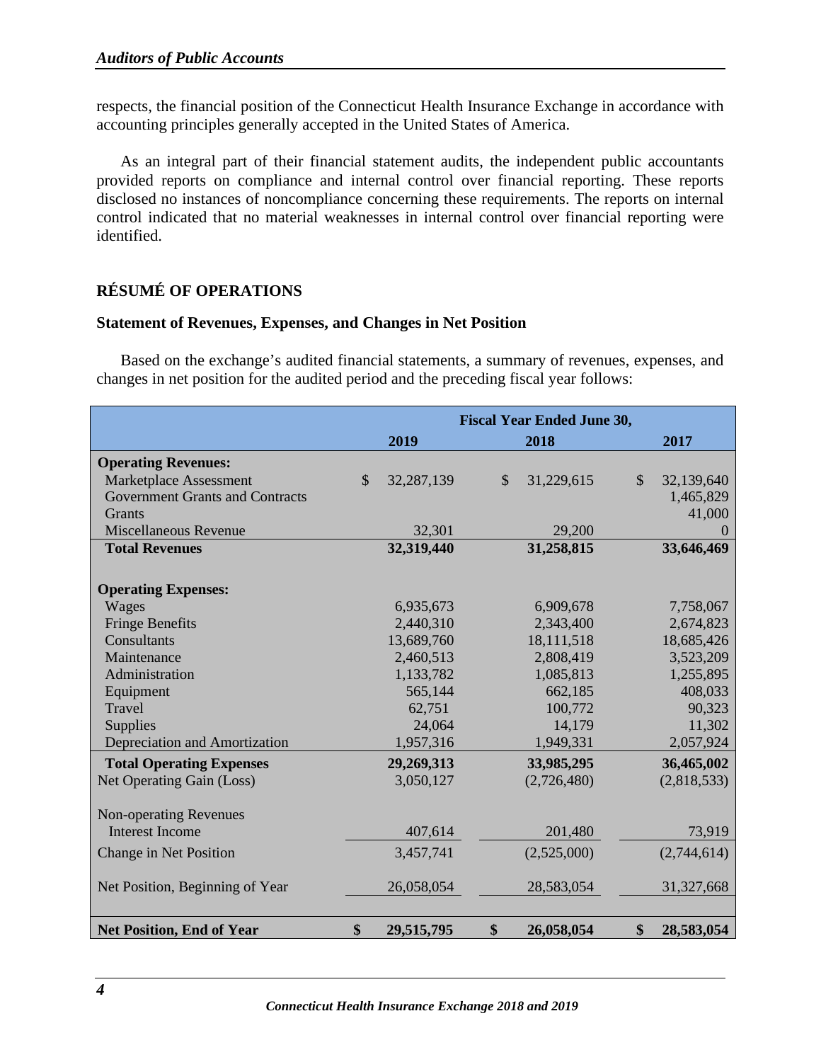respects, the financial position of the Connecticut Health Insurance Exchange in accordance with accounting principles generally accepted in the United States of America.

As an integral part of their financial statement audits, the independent public accountants provided reports on compliance and internal control over financial reporting. These reports disclosed no instances of noncompliance concerning these requirements. The reports on internal control indicated that no material weaknesses in internal control over financial reporting were identified.

## RÉSUMÉ OF OPERATIONS

### Statement of Revenues, Expenses, and Changes in Net Position

Based on the exchange's audited financial statements, a summary of revenues, expenses, and changes in net position for the audited period and the preceding fiscal year follows:

| | Fiscal Year Ended June 30, | | |
|---|---|---|---|
| | **2019** | **2018** | **2017** |
| **Operating Revenues:** | | | |
| Marketplace Assessment | $ 32,287,139 | $ 31,229,615 | $ 32,139,640 |
| Government Grants and Contracts | | | 1,465,829 |
| Grants | | | 41,000 |
| Miscellaneous Revenue | 32,301 | 29,200 | 0 |
| **Total Revenues** | **32,319,440** | **31,258,815** | **33,646,469** |
| **Operating Expenses:** | | | |
| Wages | 6,935,673 | 6,909,678 | 7,758,067 |
| Fringe Benefits | 2,440,310 | 2,343,400 | 2,674,823 |
| Consultants | 13,689,760 | 18,111,518 | 18,685,426 |
| Maintenance | 2,460,513 | 2,808,419 | 3,523,209 |
| Administration | 1,133,782 | 1,085,813 | 1,255,895 |
| Equipment | 565,144 | 662,185 | 408,033 |
| Travel | 62,751 | 100,772 | 90,323 |
| Supplies | 24,064 | 14,179 | 11,302 |
| Depreciation and Amortization | 1,957,316 | 1,949,331 | 2,057,924 |
| **Total Operating Expenses** | **29,269,313** | **33,985,295** | **36,465,002** |
| Net Operating Gain (Loss) | 3,050,127 | (2,726,480) | (2,818,533) |
| Non-operating Revenues | | | |
| Interest Income | 407,614 | 201,480 | 73,919 |
| Change in Net Position | 3,457,741 | (2,525,000) | (2,744,614) |
| Net Position, Beginning of Year | 26,058,054 | 28,583,054 | 31,327,668 |
| **Net Position, End of Year** | **$ 29,515,795** | **$ 26,058,054** | **$ 28,583,054** |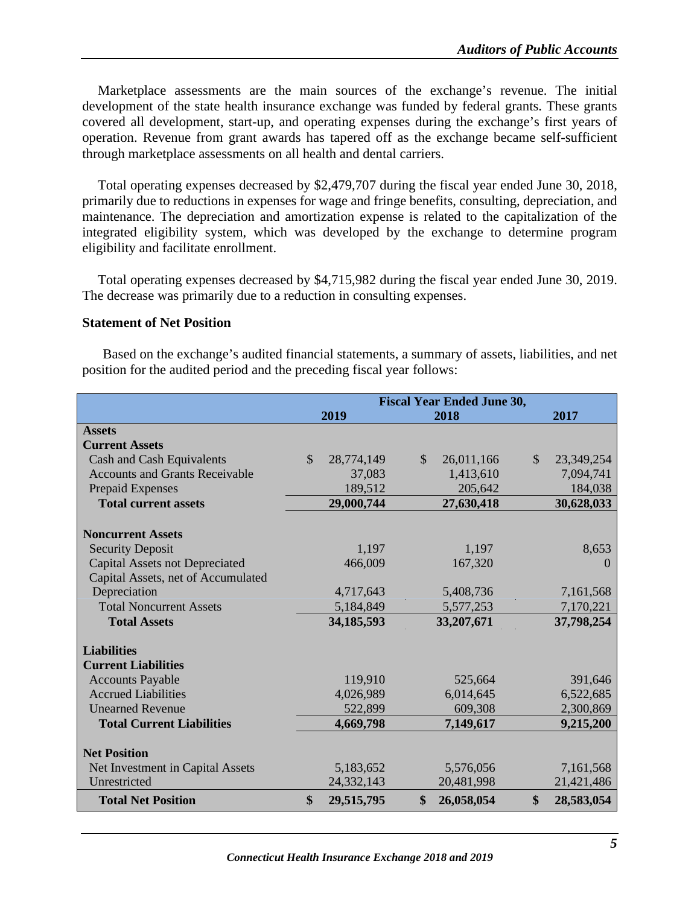Marketplace assessments are the main sources of the exchange's revenue. The initial development of the state health insurance exchange was funded by federal grants. These grants covered all development, start-up, and operating expenses during the exchange's first years of operation. Revenue from grant awards has tapered off as the exchange became self-sufficient through marketplace assessments on all health and dental carriers.

Total operating expenses decreased by $2,479,707 during the fiscal year ended June 30, 2018, primarily due to reductions in expenses for wage and fringe benefits, consulting, depreciation, and maintenance. The depreciation and amortization expense is related to the capitalization of the integrated eligibility system, which was developed by the exchange to determine program eligibility and facilitate enrollment.

Total operating expenses decreased by $4,715,982 during the fiscal year ended June 30, 2019. The decrease was primarily due to a reduction in consulting expenses.

**Statement of Net Position**

Based on the exchange's audited financial statements, a summary of assets, liabilities, and net position for the audited period and the preceding fiscal year follows:

| | Fiscal Year Ended June 30, | | |
|---|---|---|---|
| | 2019 | 2018 | 2017 |
| **Assets** | | | |
| **Current Assets** | | | |
| Cash and Cash Equivalents | $ 28,774,149 | $ 26,011,166 | $ 23,349,254 |
| Accounts and Grants Receivable | 37,083 | 1,413,610 | 7,094,741 |
| Prepaid Expenses | 189,512 | 205,642 | 184,038 |
| **Total current assets** | **29,000,744** | **27,630,418** | **30,628,033** |
| **Noncurrent Assets** | | | |
| Security Deposit | 1,197 | 1,197 | 8,653 |
| Capital Assets not Depreciated | 466,009 | 167,320 | 0 |
| Capital Assets, net of Accumulated Depreciation | 4,717,643 | 5,408,736 | 7,161,568 |
| Total Noncurrent Assets | 5,184,849 | 5,577,253 | 7,170,221 |
| **Total Assets** | **34,185,593** | **33,207,671** | **37,798,254** |
| **Liabilities** | | | |
| **Current Liabilities** | | | |
| Accounts Payable | 119,910 | 525,664 | 391,646 |
| Accrued Liabilities | 4,026,989 | 6,014,645 | 6,522,685 |
| Unearned Revenue | 522,899 | 609,308 | 2,300,869 |
| **Total Current Liabilities** | **4,669,798** | **7,149,617** | **9,215,200** |
| **Net Position** | | | |
| Net Investment in Capital Assets | 5,183,652 | 5,576,056 | 7,161,568 |
| Unrestricted | 24,332,143 | 20,481,998 | 21,421,486 |
| **Total Net Position** | **$ 29,515,795** | **$ 26,058,054** | **$ 28,583,054** |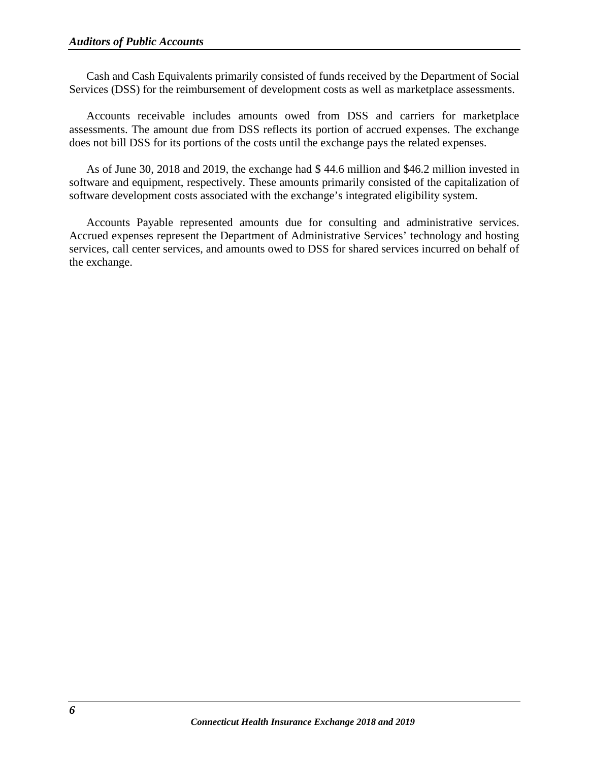Cash and Cash Equivalents primarily consisted of funds received by the Department of Social Services (DSS) for the reimbursement of development costs as well as marketplace assessments.

Accounts receivable includes amounts owed from DSS and carriers for marketplace assessments. The amount due from DSS reflects its portion of accrued expenses. The exchange does not bill DSS for its portions of the costs until the exchange pays the related expenses.

As of June 30, 2018 and 2019, the exchange had $ 44.6 million and $46.2 million invested in software and equipment, respectively. These amounts primarily consisted of the capitalization of software development costs associated with the exchange's integrated eligibility system.

Accounts Payable represented amounts due for consulting and administrative services. Accrued expenses represent the Department of Administrative Services' technology and hosting services, call center services, and amounts owed to DSS for shared services incurred on behalf of the exchange.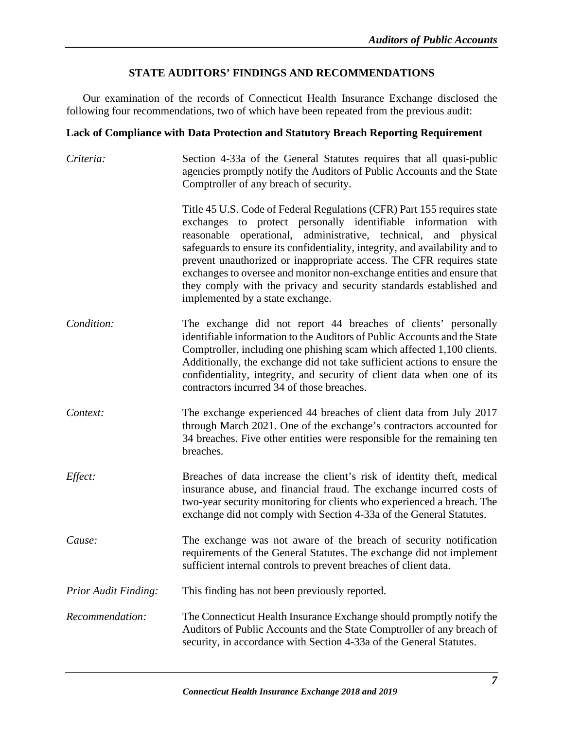## STATE AUDITORS' FINDINGS AND RECOMMENDATIONS

Our examination of the records of Connecticut Health Insurance Exchange disclosed the following four recommendations, two of which have been repeated from the previous audit:

### Lack of Compliance with Data Protection and Statutory Breach Reporting Requirement

*Criteria:* Section 4-33a of the General Statutes requires that all quasi-public agencies promptly notify the Auditors of Public Accounts and the State Comptroller of any breach of security.

Title 45 U.S. Code of Federal Regulations (CFR) Part 155 requires state exchanges to protect personally identifiable information with reasonable operational, administrative, technical, and physical safeguards to ensure its confidentiality, integrity, and availability and to prevent unauthorized or inappropriate access. The CFR requires state exchanges to oversee and monitor non-exchange entities and ensure that they comply with the privacy and security standards established and implemented by a state exchange.

*Condition:* The exchange did not report 44 breaches of clients' personally identifiable information to the Auditors of Public Accounts and the State Comptroller, including one phishing scam which affected 1,100 clients. Additionally, the exchange did not take sufficient actions to ensure the confidentiality, integrity, and security of client data when one of its contractors incurred 34 of those breaches.

*Context:* The exchange experienced 44 breaches of client data from July 2017 through March 2021. One of the exchange's contractors accounted for 34 breaches. Five other entities were responsible for the remaining ten breaches.

*Effect:* Breaches of data increase the client's risk of identity theft, medical insurance abuse, and financial fraud. The exchange incurred costs of two-year security monitoring for clients who experienced a breach. The exchange did not comply with Section 4-33a of the General Statutes.

*Cause:* The exchange was not aware of the breach of security notification requirements of the General Statutes. The exchange did not implement sufficient internal controls to prevent breaches of client data.

*Prior Audit Finding:* This finding has not been previously reported.

*Recommendation:* The Connecticut Health Insurance Exchange should promptly notify the Auditors of Public Accounts and the State Comptroller of any breach of security, in accordance with Section 4-33a of the General Statutes.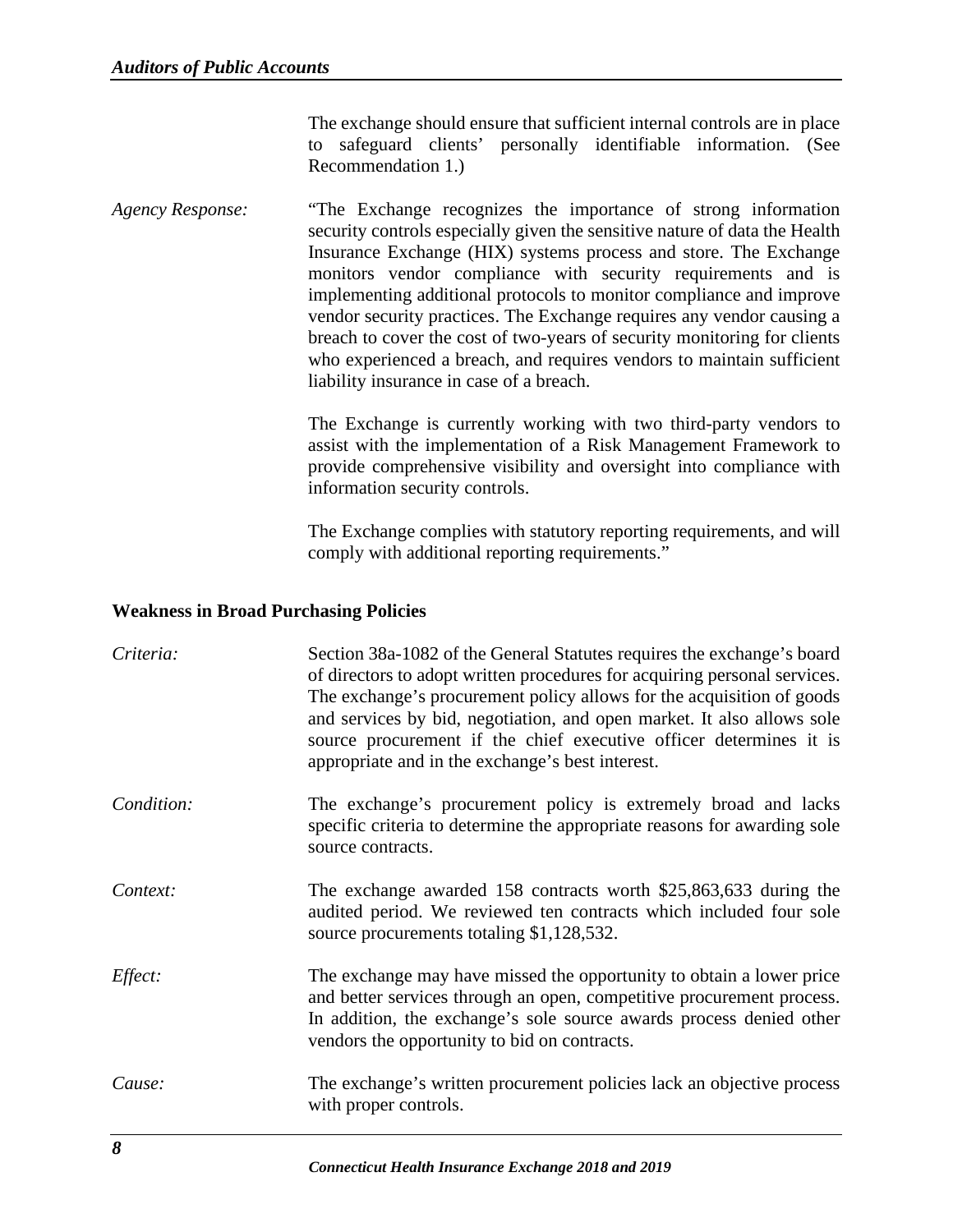The exchange should ensure that sufficient internal controls are in place to safeguard clients' personally identifiable information. (See Recommendation 1.)

*Agency Response:* "The Exchange recognizes the importance of strong information security controls especially given the sensitive nature of data the Health Insurance Exchange (HIX) systems process and store. The Exchange monitors vendor compliance with security requirements and is implementing additional protocols to monitor compliance and improve vendor security practices. The Exchange requires any vendor causing a breach to cover the cost of two-years of security monitoring for clients who experienced a breach, and requires vendors to maintain sufficient liability insurance in case of a breach.

The Exchange is currently working with two third-party vendors to assist with the implementation of a Risk Management Framework to provide comprehensive visibility and oversight into compliance with information security controls.

The Exchange complies with statutory reporting requirements, and will comply with additional reporting requirements."

**Weakness in Broad Purchasing Policies**

*Criteria:* Section 38a-1082 of the General Statutes requires the exchange's board of directors to adopt written procedures for acquiring personal services. The exchange's procurement policy allows for the acquisition of goods and services by bid, negotiation, and open market. It also allows sole source procurement if the chief executive officer determines it is appropriate and in the exchange's best interest.

*Condition:* The exchange's procurement policy is extremely broad and lacks specific criteria to determine the appropriate reasons for awarding sole source contracts.

*Context:* The exchange awarded 158 contracts worth $25,863,633 during the audited period. We reviewed ten contracts which included four sole source procurements totaling $1,128,532.

*Effect:* The exchange may have missed the opportunity to obtain a lower price and better services through an open, competitive procurement process. In addition, the exchange's sole source awards process denied other vendors the opportunity to bid on contracts.

*Cause:* The exchange's written procurement policies lack an objective process with proper controls.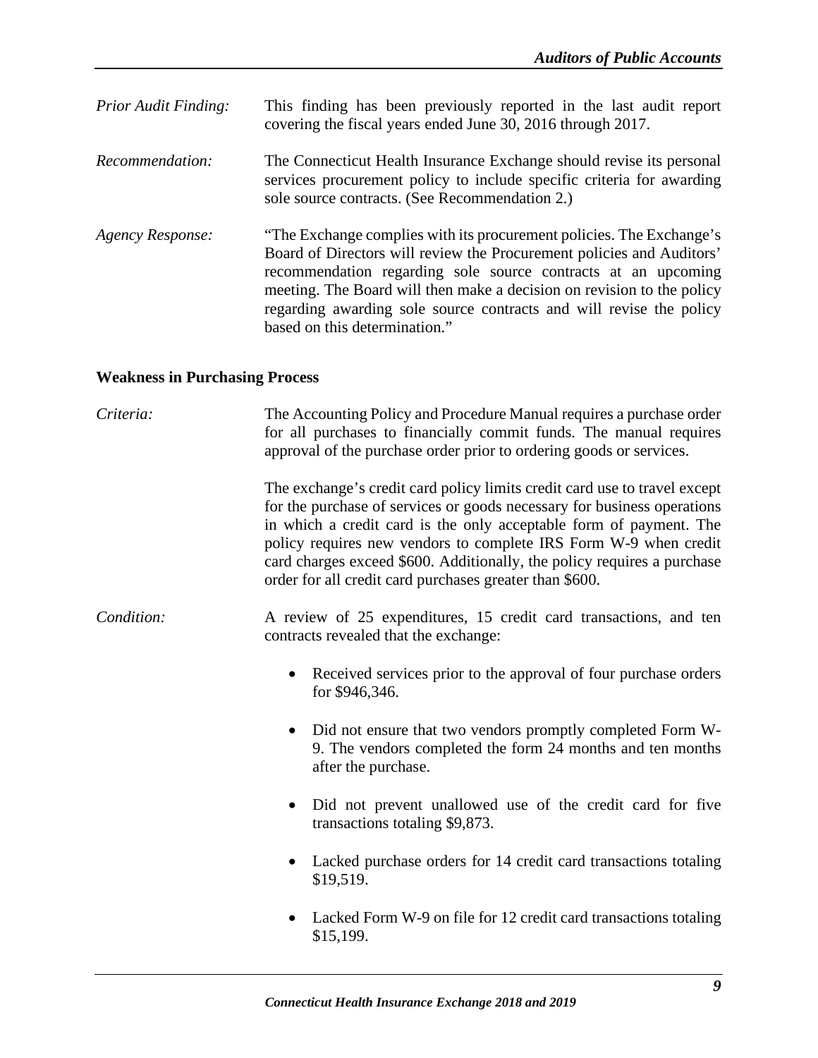*Prior Audit Finding:* This finding has been previously reported in the last audit report covering the fiscal years ended June 30, 2016 through 2017.

*Recommendation:* The Connecticut Health Insurance Exchange should revise its personal services procurement policy to include specific criteria for awarding sole source contracts. (See Recommendation 2.)

*Agency Response:* "The Exchange complies with its procurement policies. The Exchange's Board of Directors will review the Procurement policies and Auditors' recommendation regarding sole source contracts at an upcoming meeting. The Board will then make a decision on revision to the policy regarding awarding sole source contracts and will revise the policy based on this determination."

**Weakness in Purchasing Process**

*Criteria:* The Accounting Policy and Procedure Manual requires a purchase order for all purchases to financially commit funds. The manual requires approval of the purchase order prior to ordering goods or services.

The exchange's credit card policy limits credit card use to travel except for the purchase of services or goods necessary for business operations in which a credit card is the only acceptable form of payment. The policy requires new vendors to complete IRS Form W-9 when credit card charges exceed $600. Additionally, the policy requires a purchase order for all credit card purchases greater than $600.

*Condition:* A review of 25 expenditures, 15 credit card transactions, and ten contracts revealed that the exchange:

- Received services prior to the approval of four purchase orders for $946,346.
- Did not ensure that two vendors promptly completed Form W-9. The vendors completed the form 24 months and ten months after the purchase.
- Did not prevent unallowed use of the credit card for five transactions totaling $9,873.
- Lacked purchase orders for 14 credit card transactions totaling $19,519.
- Lacked Form W-9 on file for 12 credit card transactions totaling $15,199.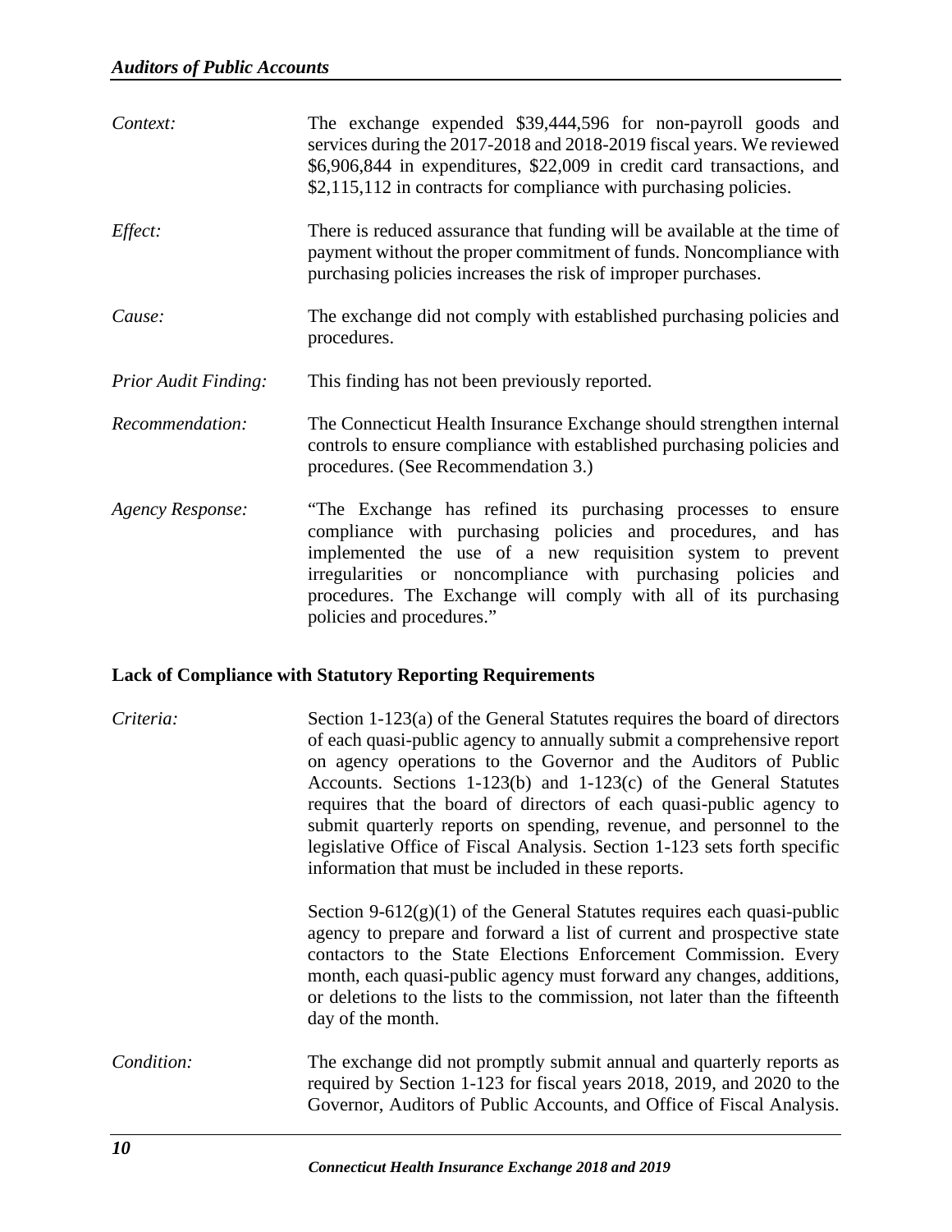*Context:* The exchange expended $39,444,596 for non-payroll goods and services during the 2017-2018 and 2018-2019 fiscal years. We reviewed $6,906,844 in expenditures, $22,009 in credit card transactions, and $2,115,112 in contracts for compliance with purchasing policies.

*Effect:* There is reduced assurance that funding will be available at the time of payment without the proper commitment of funds. Noncompliance with purchasing policies increases the risk of improper purchases.

*Cause:* The exchange did not comply with established purchasing policies and procedures.

*Prior Audit Finding:* This finding has not been previously reported.

*Recommendation:* The Connecticut Health Insurance Exchange should strengthen internal controls to ensure compliance with established purchasing policies and procedures. (See Recommendation 3.)

*Agency Response:* "The Exchange has refined its purchasing processes to ensure compliance with purchasing policies and procedures, and has implemented the use of a new requisition system to prevent irregularities or noncompliance with purchasing policies and procedures. The Exchange will comply with all of its purchasing policies and procedures."

**Lack of Compliance with Statutory Reporting Requirements**

*Criteria:* Section 1-123(a) of the General Statutes requires the board of directors of each quasi-public agency to annually submit a comprehensive report on agency operations to the Governor and the Auditors of Public Accounts. Sections 1-123(b) and 1-123(c) of the General Statutes requires that the board of directors of each quasi-public agency to submit quarterly reports on spending, revenue, and personnel to the legislative Office of Fiscal Analysis. Section 1-123 sets forth specific information that must be included in these reports.

Section 9-612(g)(1) of the General Statutes requires each quasi-public agency to prepare and forward a list of current and prospective state contactors to the State Elections Enforcement Commission. Every month, each quasi-public agency must forward any changes, additions, or deletions to the lists to the commission, not later than the fifteenth day of the month.

*Condition:* The exchange did not promptly submit annual and quarterly reports as required by Section 1-123 for fiscal years 2018, 2019, and 2020 to the Governor, Auditors of Public Accounts, and Office of Fiscal Analysis.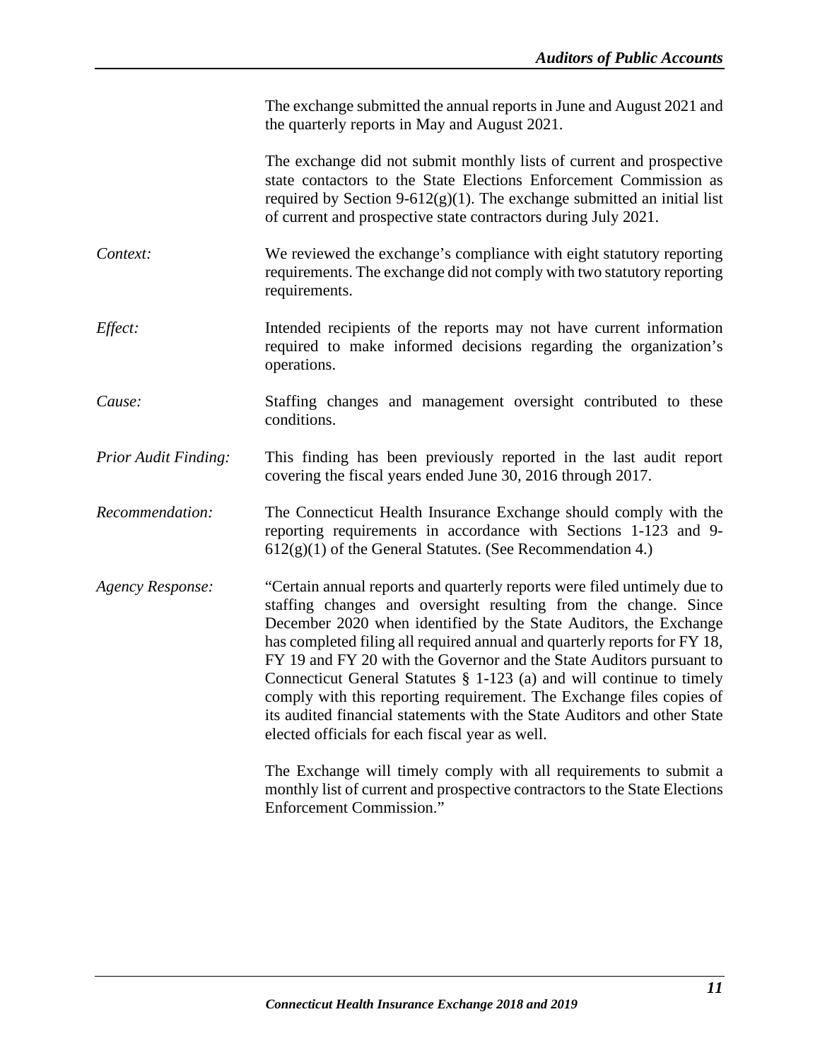The exchange submitted the annual reports in June and August 2021 and the quarterly reports in May and August 2021.

The exchange did not submit monthly lists of current and prospective state contactors to the State Elections Enforcement Commission as required by Section 9-612(g)(1). The exchange submitted an initial list of current and prospective state contractors during July 2021.

*Context:* We reviewed the exchange's compliance with eight statutory reporting requirements. The exchange did not comply with two statutory reporting requirements.

*Effect:* Intended recipients of the reports may not have current information required to make informed decisions regarding the organization's operations.

*Cause:* Staffing changes and management oversight contributed to these conditions.

*Prior Audit Finding:* This finding has been previously reported in the last audit report covering the fiscal years ended June 30, 2016 through 2017.

*Recommendation:* The Connecticut Health Insurance Exchange should comply with the reporting requirements in accordance with Sections 1-123 and 9-612(g)(1) of the General Statutes. (See Recommendation 4.)

*Agency Response:* "Certain annual reports and quarterly reports were filed untimely due to staffing changes and oversight resulting from the change. Since December 2020 when identified by the State Auditors, the Exchange has completed filing all required annual and quarterly reports for FY 18, FY 19 and FY 20 with the Governor and the State Auditors pursuant to Connecticut General Statutes § 1-123 (a) and will continue to timely comply with this reporting requirement. The Exchange files copies of its audited financial statements with the State Auditors and other State elected officials for each fiscal year as well.

The Exchange will timely comply with all requirements to submit a monthly list of current and prospective contractors to the State Elections Enforcement Commission."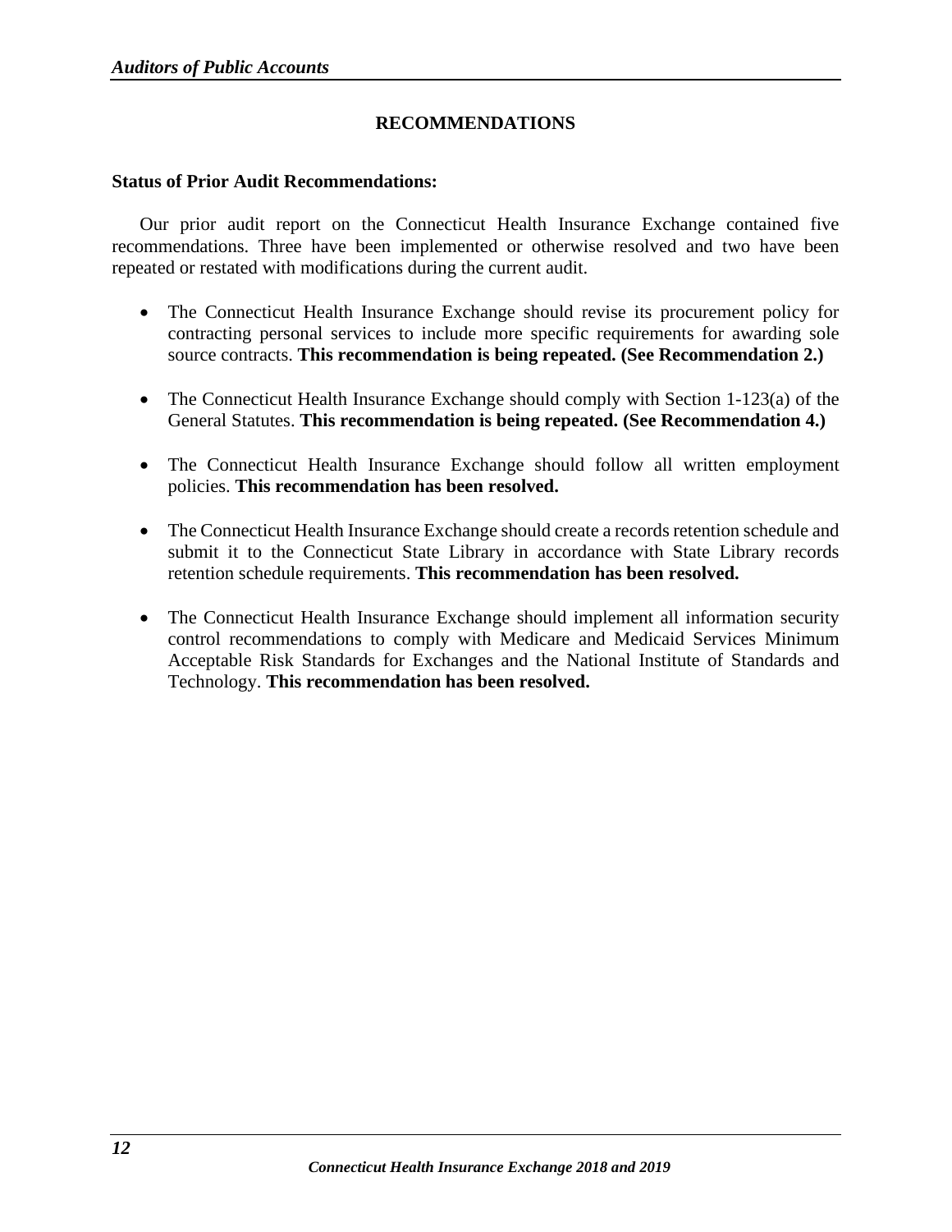## RECOMMENDATIONS

**Status of Prior Audit Recommendations:**

Our prior audit report on the Connecticut Health Insurance Exchange contained five recommendations. Three have been implemented or otherwise resolved and two have been repeated or restated with modifications during the current audit.

- The Connecticut Health Insurance Exchange should revise its procurement policy for contracting personal services to include more specific requirements for awarding sole source contracts. **This recommendation is being repeated. (See Recommendation 2.)**

- The Connecticut Health Insurance Exchange should comply with Section 1-123(a) of the General Statutes. **This recommendation is being repeated. (See Recommendation 4.)**

- The Connecticut Health Insurance Exchange should follow all written employment policies. **This recommendation has been resolved.**

- The Connecticut Health Insurance Exchange should create a records retention schedule and submit it to the Connecticut State Library in accordance with State Library records retention schedule requirements. **This recommendation has been resolved.**

- The Connecticut Health Insurance Exchange should implement all information security control recommendations to comply with Medicare and Medicaid Services Minimum Acceptable Risk Standards for Exchanges and the National Institute of Standards and Technology. **This recommendation has been resolved.**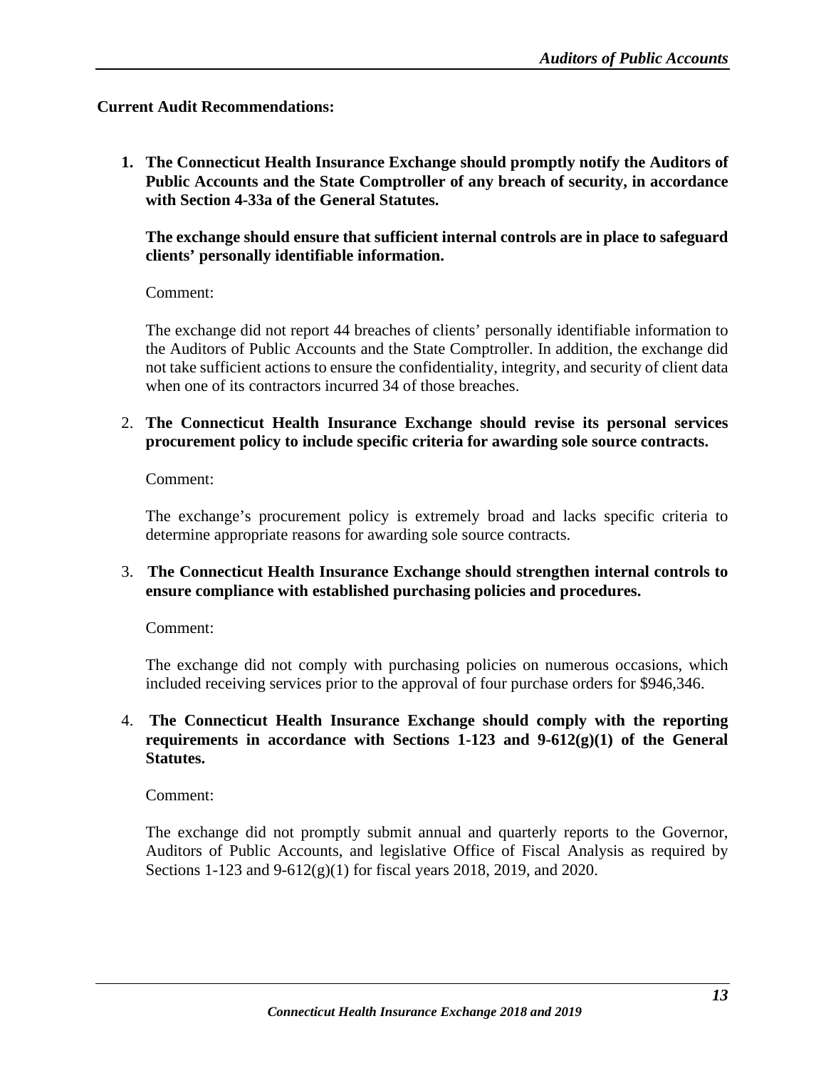**Current Audit Recommendations:**

1. **The Connecticut Health Insurance Exchange should promptly notify the Auditors of Public Accounts and the State Comptroller of any breach of security, in accordance with Section 4-33a of the General Statutes.**

   **The exchange should ensure that sufficient internal controls are in place to safeguard clients' personally identifiable information.**

   Comment:

   The exchange did not report 44 breaches of clients' personally identifiable information to the Auditors of Public Accounts and the State Comptroller. In addition, the exchange did not take sufficient actions to ensure the confidentiality, integrity, and security of client data when one of its contractors incurred 34 of those breaches.

2. **The Connecticut Health Insurance Exchange should revise its personal services procurement policy to include specific criteria for awarding sole source contracts.**

   Comment:

   The exchange's procurement policy is extremely broad and lacks specific criteria to determine appropriate reasons for awarding sole source contracts.

3. **The Connecticut Health Insurance Exchange should strengthen internal controls to ensure compliance with established purchasing policies and procedures.**

   Comment:

   The exchange did not comply with purchasing policies on numerous occasions, which included receiving services prior to the approval of four purchase orders for $946,346.

4. **The Connecticut Health Insurance Exchange should comply with the reporting requirements in accordance with Sections 1-123 and 9-612(g)(1) of the General Statutes.**

   Comment:

   The exchange did not promptly submit annual and quarterly reports to the Governor, Auditors of Public Accounts, and legislative Office of Fiscal Analysis as required by Sections 1-123 and 9-612(g)(1) for fiscal years 2018, 2019, and 2020.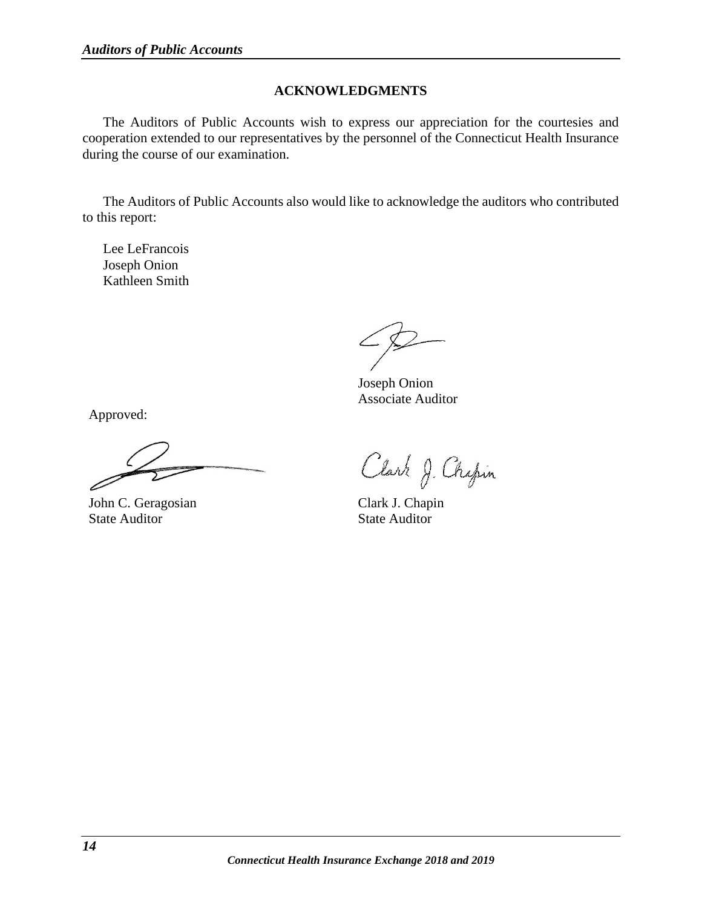## ACKNOWLEDGMENTS

The Auditors of Public Accounts wish to express our appreciation for the courtesies and cooperation extended to our representatives by the personnel of the Connecticut Health Insurance during the course of our examination.

The Auditors of Public Accounts also would like to acknowledge the auditors who contributed to this report:

Lee LeFrancois
Joseph Onion
Kathleen Smith

Joseph Onion
Associate Auditor

Approved:

John C. Geragosian
State Auditor

Clark J. Chapin
State Auditor